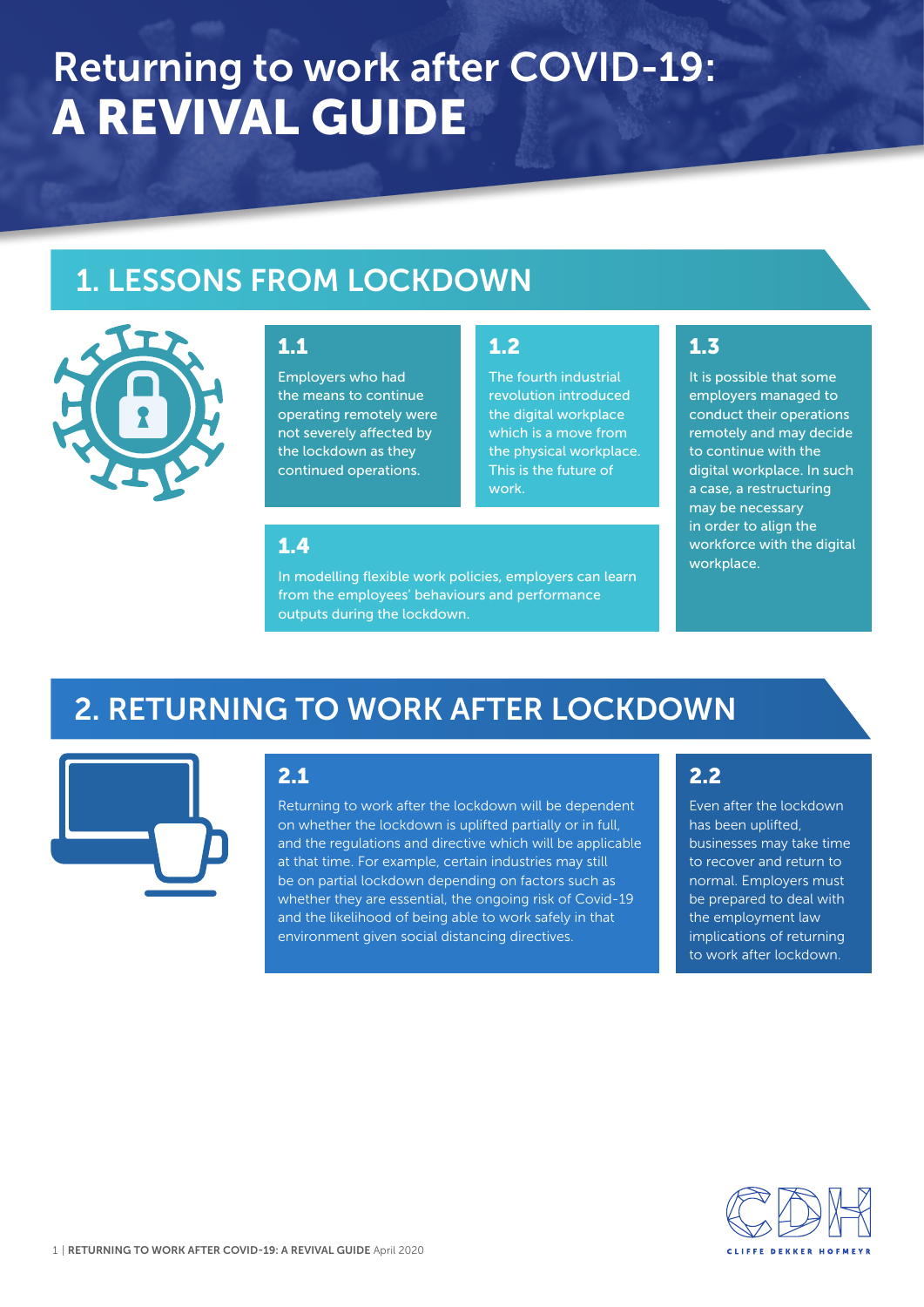# Returning to work after COVID-19: A REVIVAL GUIDE

## 1. LESSONS FROM LOCKDOWN

### 1.1

Employers who had the means to continue operating remotely were not severely affected by the lockdown as they continued operations.

### 1.2

The fourth industrial revolution introduced the digital workplace which is a move from the physical workplace. This is the future of work.

### 1.3

It is possible that some employers managed to conduct their operations remotely and may decide to continue with the digital workplace. In such a case, a restructuring may be necessary in order to align the workforce with the digital workplace.

### 1.4

In modelling flexible work policies, employers can learn from the employees' behaviours and performance outputs during the lockdown.

## 2. RETURNING TO WORK AFTER LOCKDOWN

### 2.1

Returning to work after the lockdown will be dependent on whether the lockdown is uplifted partially or in full, and the regulations and directive which will be applicable at that time. For example, certain industries may still be on partial lockdown depending on factors such as whether they are essential, the ongoing risk of Covid-19 and the likelihood of being able to work safely in that environment given social distancing directives.

### 2.2

Even after the lockdown has been uplifted, businesses may take time to recover and return to normal. Employers must be prepared to deal with the employment law implications of returning to work after lockdown.

CLIFFE DEKKER HOFMEYR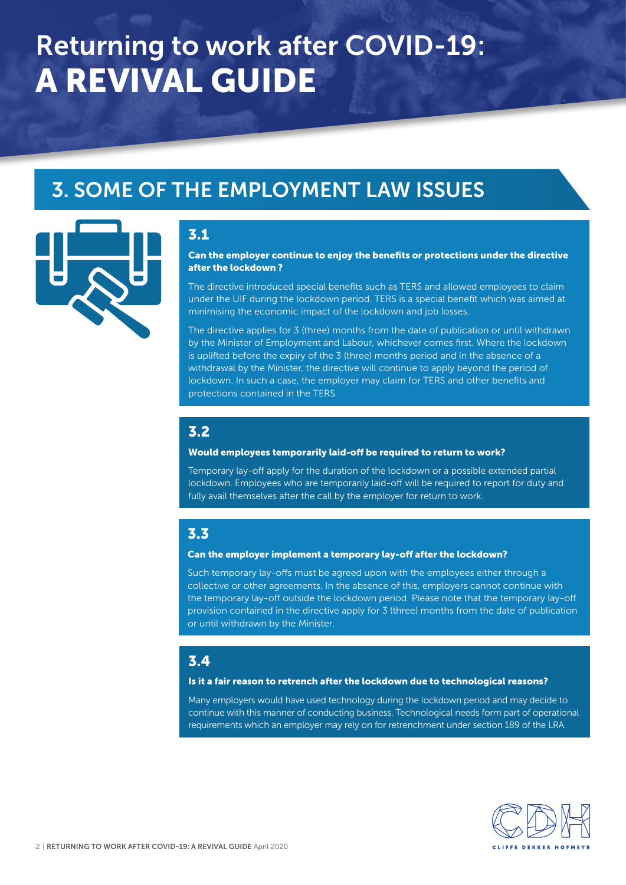# Returning to work after COVID-19: A REVIVAL GUIDE

## 3. SOME OF THE EMPLOYMENT LAW ISSUES

### 3.1

**Can the employer continue to enjoy the benefits or protections under the directive after the lockdown ?**

The directive introduced special benefits such as TERS and allowed employees to claim under the UIF during the lockdown period. TERS is a special benefit which was aimed at minimising the economic impact of the lockdown and job losses.

The directive applies for 3 (three) months from the date of publication or until withdrawn by the Minister of Employment and Labour, whichever comes first. Where the lockdown is uplifted before the expiry of the 3 (three) months period and in the absence of a withdrawal by the Minister, the directive will continue to apply beyond the period of lockdown. In such a case, the employer may claim for TERS and other benefits and protections contained in the TERS.

### 3.2

**Would employees temporarily laid-off be required to return to work?**

Temporary lay-off apply for the duration of the lockdown or a possible extended partial lockdown. Employees who are temporarily laid-off will be required to report for duty and fully avail themselves after the call by the employer for return to work.

### 3.3

**Can the employer implement a temporary lay-off after the lockdown?**

Such temporary lay-offs must be agreed upon with the employees either through a collective or other agreements. In the absence of this, employers cannot continue with the temporary lay-off outside the lockdown period. Please note that the temporary lay-off provision contained in the directive apply for 3 (three) months from the date of publication or until withdrawn by the Minister.

### 3.4

**Is it a fair reason to retrench after the lockdown due to technological reasons?**

Many employers would have used technology during the lockdown period and may decide to continue with this manner of conducting business. Technological needs form part of operational requirements which an employer may rely on for retrenchment under section 189 of the LRA.